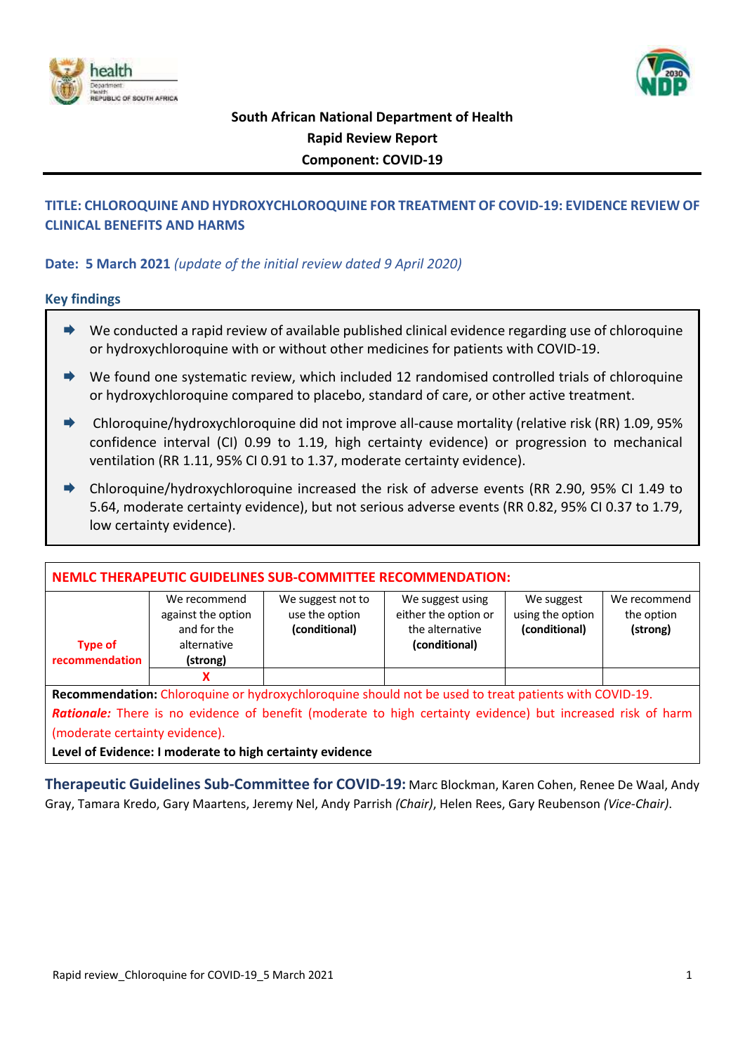**South African National Department of Health**
**Rapid Review Report**
**Component: COVID-19**

## TITLE: CHLOROQUINE AND HYDROXYCHLOROQUINE FOR TREATMENT OF COVID-19: EVIDENCE REVIEW OF CLINICAL BENEFITS AND HARMS

**Date: 5 March 2021** *(update of the initial review dated 9 April 2020)*

### Key findings

- We conducted a rapid review of available published clinical evidence regarding use of chloroquine or hydroxychloroquine with or without other medicines for patients with COVID-19.
- We found one systematic review, which included 12 randomised controlled trials of chloroquine or hydroxychloroquine compared to placebo, standard of care, or other active treatment.
- Chloroquine/hydroxychloroquine did not improve all-cause mortality (relative risk (RR) 1.09, 95% confidence interval (CI) 0.99 to 1.19, high certainty evidence) or progression to mechanical ventilation (RR 1.11, 95% CI 0.91 to 1.37, moderate certainty evidence).
- Chloroquine/hydroxychloroquine increased the risk of adverse events (RR 2.90, 95% CI 1.49 to 5.64, moderate certainty evidence), but not serious adverse events (RR 0.82, 95% CI 0.37 to 1.79, low certainty evidence).

**NEMLC THERAPEUTIC GUIDELINES SUB-COMMITTEE RECOMMENDATION:**

| Type of recommendation | We recommend against the option and for the alternative **(strong)** | We suggest not to use the option **(conditional)** | We suggest using either the option or the alternative **(conditional)** | We suggest using the option **(conditional)** | We recommend the option **(strong)** |
|---|---|---|---|---|---|
| | X | | | | |

**Recommendation:** Chloroquine or hydroxychloroquine should not be used to treat patients with COVID-19.

***Rationale:*** There is no evidence of benefit (moderate to high certainty evidence) but increased risk of harm (moderate certainty evidence).

**Level of Evidence: I moderate to high certainty evidence**

**Therapeutic Guidelines Sub-Committee for COVID-19:** Marc Blockman, Karen Cohen, Renee De Waal, Andy Gray, Tamara Kredo, Gary Maartens, Jeremy Nel, Andy Parrish *(Chair)*, Helen Rees, Gary Reubenson *(Vice-Chair)*.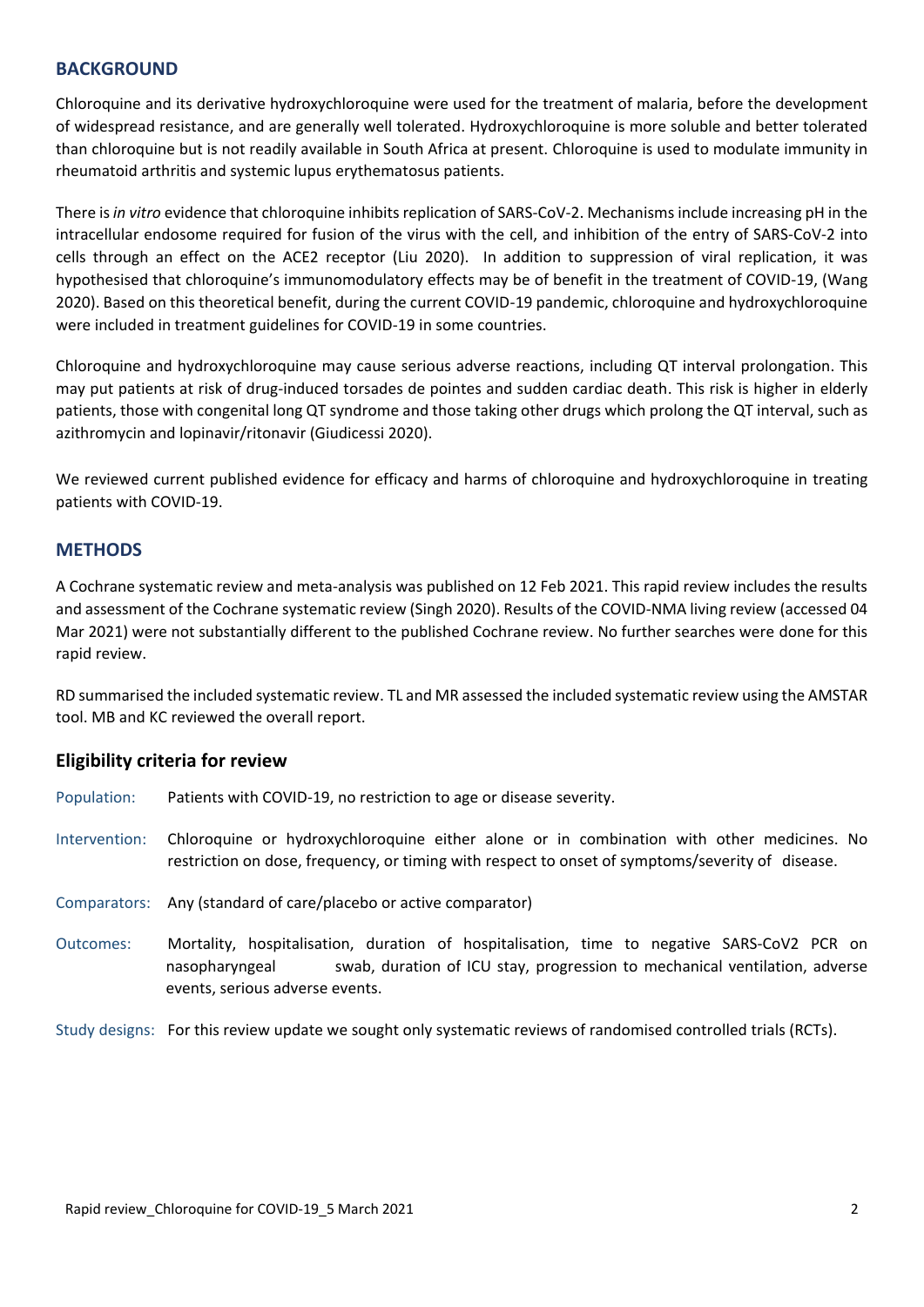## BACKGROUND

Chloroquine and its derivative hydroxychloroquine were used for the treatment of malaria, before the development of widespread resistance, and are generally well tolerated. Hydroxychloroquine is more soluble and better tolerated than chloroquine but is not readily available in South Africa at present. Chloroquine is used to modulate immunity in rheumatoid arthritis and systemic lupus erythematosus patients.

There is *in vitro* evidence that chloroquine inhibits replication of SARS-CoV-2. Mechanisms include increasing pH in the intracellular endosome required for fusion of the virus with the cell, and inhibition of the entry of SARS-CoV-2 into cells through an effect on the ACE2 receptor (Liu 2020). In addition to suppression of viral replication, it was hypothesised that chloroquine's immunomodulatory effects may be of benefit in the treatment of COVID-19, (Wang 2020). Based on this theoretical benefit, during the current COVID-19 pandemic, chloroquine and hydroxychloroquine were included in treatment guidelines for COVID-19 in some countries.

Chloroquine and hydroxychloroquine may cause serious adverse reactions, including QT interval prolongation. This may put patients at risk of drug-induced torsades de pointes and sudden cardiac death. This risk is higher in elderly patients, those with congenital long QT syndrome and those taking other drugs which prolong the QT interval, such as azithromycin and lopinavir/ritonavir (Giudicessi 2020).

We reviewed current published evidence for efficacy and harms of chloroquine and hydroxychloroquine in treating patients with COVID-19.

## METHODS

A Cochrane systematic review and meta-analysis was published on 12 Feb 2021. This rapid review includes the results and assessment of the Cochrane systematic review (Singh 2020). Results of the COVID-NMA living review (accessed 04 Mar 2021) were not substantially different to the published Cochrane review. No further searches were done for this rapid review.

RD summarised the included systematic review. TL and MR assessed the included systematic review using the AMSTAR tool. MB and KC reviewed the overall report.

### Eligibility criteria for review

Population: Patients with COVID-19, no restriction to age or disease severity.

Intervention: Chloroquine or hydroxychloroquine either alone or in combination with other medicines. No restriction on dose, frequency, or timing with respect to onset of symptoms/severity of disease.

Comparators: Any (standard of care/placebo or active comparator)

Outcomes: Mortality, hospitalisation, duration of hospitalisation, time to negative SARS-CoV2 PCR on nasopharyngeal swab, duration of ICU stay, progression to mechanical ventilation, adverse events, serious adverse events.

Study designs: For this review update we sought only systematic reviews of randomised controlled trials (RCTs).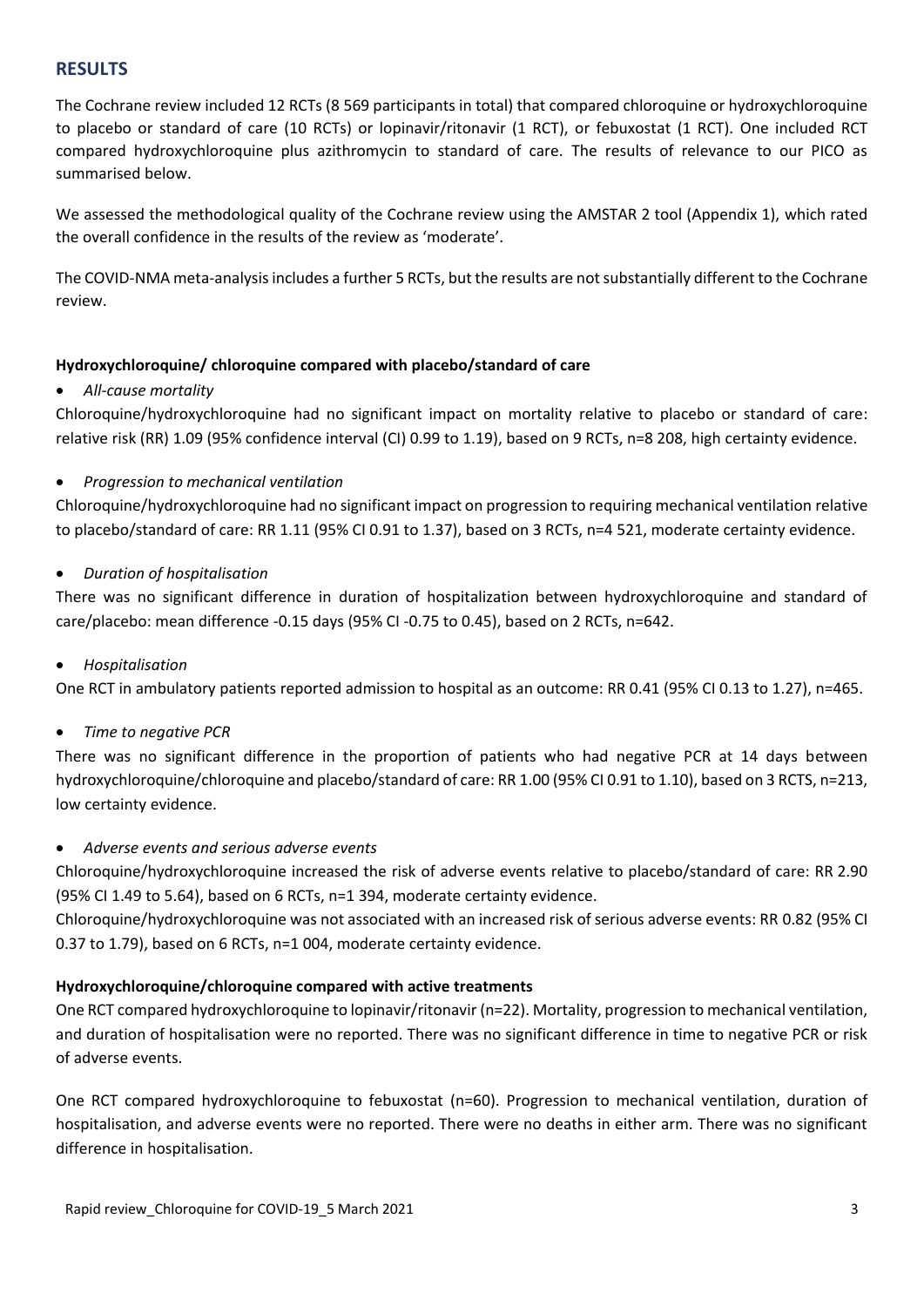## RESULTS

The Cochrane review included 12 RCTs (8 569 participants in total) that compared chloroquine or hydroxychloroquine to placebo or standard of care (10 RCTs) or lopinavir/ritonavir (1 RCT), or febuxostat (1 RCT). One included RCT compared hydroxychloroquine plus azithromycin to standard of care. The results of relevance to our PICO as summarised below.

We assessed the methodological quality of the Cochrane review using the AMSTAR 2 tool (Appendix 1), which rated the overall confidence in the results of the review as 'moderate'.

The COVID-NMA meta-analysis includes a further 5 RCTs, but the results are not substantially different to the Cochrane review.

**Hydroxychloroquine/ chloroquine compared with placebo/standard of care**

- *All-cause mortality*

Chloroquine/hydroxychloroquine had no significant impact on mortality relative to placebo or standard of care: relative risk (RR) 1.09 (95% confidence interval (CI) 0.99 to 1.19), based on 9 RCTs, n=8 208, high certainty evidence.

- *Progression to mechanical ventilation*

Chloroquine/hydroxychloroquine had no significant impact on progression to requiring mechanical ventilation relative to placebo/standard of care: RR 1.11 (95% CI 0.91 to 1.37), based on 3 RCTs, n=4 521, moderate certainty evidence.

- *Duration of hospitalisation*

There was no significant difference in duration of hospitalization between hydroxychloroquine and standard of care/placebo: mean difference -0.15 days (95% CI -0.75 to 0.45), based on 2 RCTs, n=642.

- *Hospitalisation*

One RCT in ambulatory patients reported admission to hospital as an outcome: RR 0.41 (95% CI 0.13 to 1.27), n=465.

- *Time to negative PCR*

There was no significant difference in the proportion of patients who had negative PCR at 14 days between hydroxychloroquine/chloroquine and placebo/standard of care: RR 1.00 (95% CI 0.91 to 1.10), based on 3 RCTS, n=213, low certainty evidence.

- *Adverse events and serious adverse events*

Chloroquine/hydroxychloroquine increased the risk of adverse events relative to placebo/standard of care: RR 2.90 (95% CI 1.49 to 5.64), based on 6 RCTs, n=1 394, moderate certainty evidence.

Chloroquine/hydroxychloroquine was not associated with an increased risk of serious adverse events: RR 0.82 (95% CI 0.37 to 1.79), based on 6 RCTs, n=1 004, moderate certainty evidence.

**Hydroxychloroquine/chloroquine compared with active treatments**

One RCT compared hydroxychloroquine to lopinavir/ritonavir (n=22). Mortality, progression to mechanical ventilation, and duration of hospitalisation were no reported. There was no significant difference in time to negative PCR or risk of adverse events.

One RCT compared hydroxychloroquine to febuxostat (n=60). Progression to mechanical ventilation, duration of hospitalisation, and adverse events were no reported. There were no deaths in either arm. There was no significant difference in hospitalisation.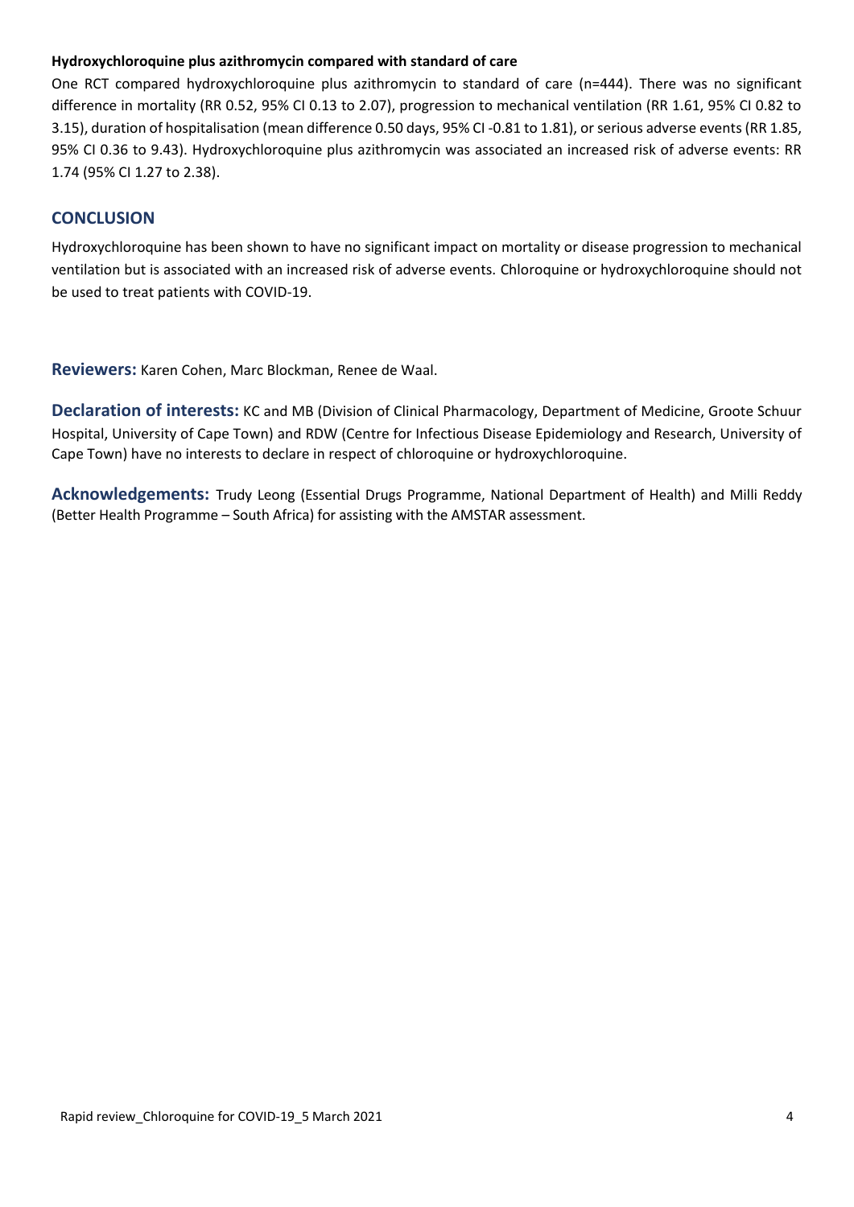**Hydroxychloroquine plus azithromycin compared with standard of care**

One RCT compared hydroxychloroquine plus azithromycin to standard of care (n=444). There was no significant difference in mortality (RR 0.52, 95% CI 0.13 to 2.07), progression to mechanical ventilation (RR 1.61, 95% CI 0.82 to 3.15), duration of hospitalisation (mean difference 0.50 days, 95% CI -0.81 to 1.81), or serious adverse events (RR 1.85, 95% CI 0.36 to 9.43). Hydroxychloroquine plus azithromycin was associated an increased risk of adverse events: RR 1.74 (95% CI 1.27 to 2.38).

## CONCLUSION

Hydroxychloroquine has been shown to have no significant impact on mortality or disease progression to mechanical ventilation but is associated with an increased risk of adverse events. Chloroquine or hydroxychloroquine should not be used to treat patients with COVID-19.

**Reviewers:** Karen Cohen, Marc Blockman, Renee de Waal.

**Declaration of interests:** KC and MB (Division of Clinical Pharmacology, Department of Medicine, Groote Schuur Hospital, University of Cape Town) and RDW (Centre for Infectious Disease Epidemiology and Research, University of Cape Town) have no interests to declare in respect of chloroquine or hydroxychloroquine.

**Acknowledgements:** Trudy Leong (Essential Drugs Programme, National Department of Health) and Milli Reddy (Better Health Programme – South Africa) for assisting with the AMSTAR assessment.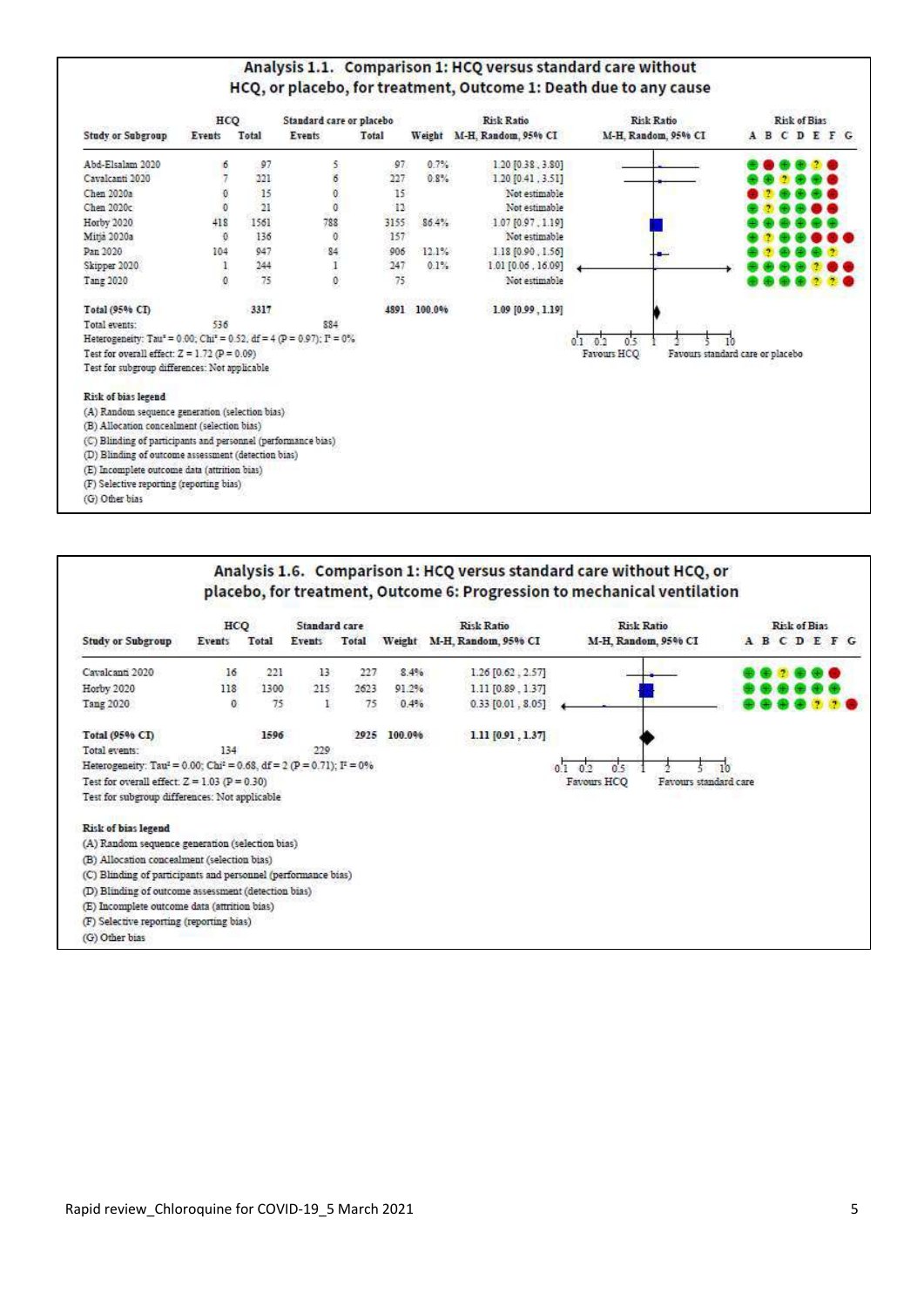## Analysis 1.1. Comparison 1: HCQ versus standard care without HCQ, or placebo, for treatment, Outcome 1: Death due to any cause

| Study or Subgroup | HCQ Events | HCQ Total | Standard care or placebo Events | Standard care or placebo Total | Weight | Risk Ratio M-H, Random, 95% CI |
|---|---|---|---|---|---|---|
| Abd-Elsalam 2020 | 6 | 97 | 5 | 97 | 0.7% | 1.20 [0.38, 3.80] |
| Cavalcanti 2020 | 7 | 221 | 6 | 227 | 0.8% | 1.20 [0.41, 3.51] |
| Chen 2020a | 0 | 15 | 0 | 15 | | Not estimable |
| Chen 2020c | 0 | 21 | 0 | 12 | | Not estimable |
| Horby 2020 | 418 | 1561 | 788 | 3155 | 86.4% | 1.07 [0.97, 1.19] |
| Mitjà 2020a | 0 | 136 | 0 | 157 | | Not estimable |
| Pan 2020 | 104 | 947 | 84 | 906 | 12.1% | 1.18 [0.90, 1.56] |
| Skipper 2020 | 1 | 244 | 1 | 247 | 0.1% | 1.01 [0.06, 16.09] |
| Tang 2020 | 0 | 75 | 0 | 75 | | Not estimable |
| **Total (95% CI)** | | **3317** | | **4891** | **100.0%** | **1.09 [0.99, 1.19]** |
| Total events: | 536 | | 884 | | | |

Heterogeneity: $Tau^2 = 0.00$; $Chi^2 = 0.52$, $df = 4$ ($P = 0.97$); $I^2 = 0\%$

Test for overall effect: $Z = 1.72$ ($P = 0.09$)

Test for subgroup differences: Not applicable

Favours HCQ | Favours standard care or placebo

**Risk of bias legend**

(A) Random sequence generation (selection bias)
(B) Allocation concealment (selection bias)
(C) Blinding of participants and personnel (performance bias)
(D) Blinding of outcome assessment (detection bias)
(E) Incomplete outcome data (attrition bias)
(F) Selective reporting (reporting bias)
(G) Other bias

## Analysis 1.6. Comparison 1: HCQ versus standard care without HCQ, or placebo, for treatment, Outcome 6: Progression to mechanical ventilation

| Study or Subgroup | HCQ Events | HCQ Total | Standard care Events | Standard care Total | Weight | Risk Ratio M-H, Random, 95% CI |
|---|---|---|---|---|---|---|
| Cavalcanti 2020 | 16 | 221 | 13 | 227 | 8.4% | 1.26 [0.62, 2.57] |
| Horby 2020 | 118 | 1300 | 215 | 2623 | 91.2% | 1.11 [0.89, 1.37] |
| Tang 2020 | 0 | 75 | 1 | 75 | 0.4% | 0.33 [0.01, 8.05] |
| **Total (95% CI)** | | **1596** | | **2925** | **100.0%** | **1.11 [0.91, 1.37]** |
| Total events: | 134 | | 229 | | | |

Heterogeneity: $Tau^2 = 0.00$; $Chi^2 = 0.68$, $df = 2$ ($P = 0.71$); $I^2 = 0\%$

Test for overall effect: $Z = 1.03$ ($P = 0.30$)

Test for subgroup differences: Not applicable

Favours HCQ | Favours standard care

**Risk of bias legend**

(A) Random sequence generation (selection bias)
(B) Allocation concealment (selection bias)
(C) Blinding of participants and personnel (performance bias)
(D) Blinding of outcome assessment (detection bias)
(E) Incomplete outcome data (attrition bias)
(F) Selective reporting (reporting bias)
(G) Other bias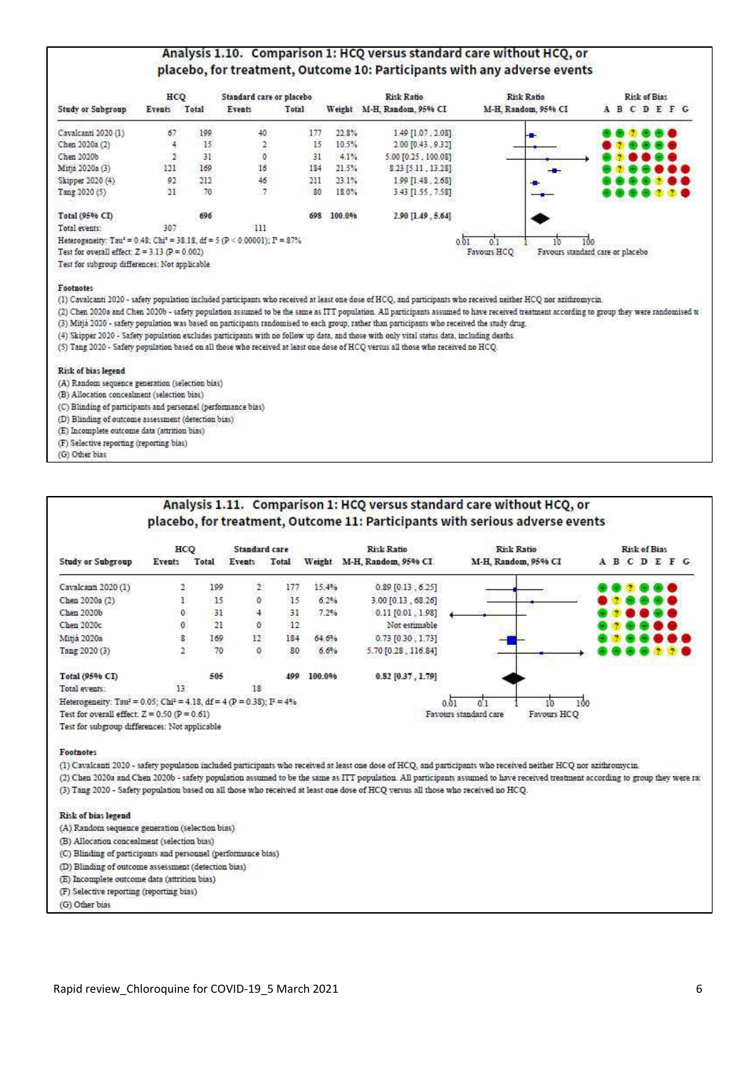## Analysis 1.10. Comparison 1: HCQ versus standard care without HCQ, or placebo, for treatment, Outcome 10: Participants with any adverse events

| Study or Subgroup | HCQ Events | HCQ Total | Standard care or placebo Events | Standard care or placebo Total | Weight | Risk Ratio M-H, Random, 95% CI | Risk of Bias A B C D E F G |
|---|---|---|---|---|---|---|---|
| Cavalcanti 2020 (1) | 67 | 199 | 40 | 177 | 22.8% | 1.49 [1.07 , 2.08] | + + ? + + + − |
| Chen 2020a (2) | 4 | 15 | 2 | 15 | 10.5% | 2.00 [0.43 , 9.32] | − ? + + + + |
| Chen 2020b | 2 | 31 | 0 | 31 | 4.1% | 5.00 [0.25 , 100.08] | + ? − − + + |
| Mitjà 2020a (3) | 121 | 169 | 16 | 184 | 21.5% | 8.23 [5.11 , 13.28] | + ? + + − − − |
| Skipper 2020 (4) | 92 | 212 | 46 | 211 | 23.1% | 1.99 [1.48 , 2.68] | + + + + ? − − |
| Tang 2020 (5) | 21 | 70 | 7 | 80 | 18.0% | 3.43 [1.55 , 7.58] | + + + + ? ? − |
| **Total (95% CI)** | | **696** | | **698** | **100.0%** | **2.90 [1.49 , 5.64]** | |
| Total events: | 307 | | 111 | | | | |

Heterogeneity: $Tau^2 = 0.48$; $Chi^2 = 38.18$, $df = 5$ ($P < 0.00001$); $I^2 = 87\%$
Test for overall effect: $Z = 3.13$ ($P = 0.002$)
Test for subgroup differences: Not applicable

Favours HCQ | Favours standard care or placebo

**Footnotes**

(1) Cavalcanti 2020 - safety population included participants who received at least one dose of HCQ, and participants who received neither HCQ nor azithromycin.
(2) Chen 2020a and Chen 2020b - safety population assumed to be the same as ITT population. All participants assumed to have received treatment according to group they were randomised tc
(3) Mitjà 2020 - safety population was based on participants randomised to each group, rather than participants who received the study drug.
(4) Skipper 2020 - Safety population excludes participants with no follow up data, and those with only vital status data, including deaths.
(5) Tang 2020 - Safety population based on all those who received at least one dose of HCQ versus all those who received no HCQ.

**Risk of bias legend**

(A) Random sequence generation (selection bias)
(B) Allocation concealment (selection bias)
(C) Blinding of participants and personnel (performance bias)
(D) Blinding of outcome assessment (detection bias)
(E) Incomplete outcome data (attrition bias)
(F) Selective reporting (reporting bias)
(G) Other bias

## Analysis 1.11. Comparison 1: HCQ versus standard care without HCQ, or placebo, for treatment, Outcome 11: Participants with serious adverse events

| Study or Subgroup | HCQ Events | HCQ Total | Standard care Events | Standard care Total | Weight | Risk Ratio M-H, Random, 95% CI | Risk of Bias A B C D E F G |
|---|---|---|---|---|---|---|---|
| Cavalcanti 2020 (1) | 2 | 199 | 2 | 177 | 15.4% | 0.89 [0.13 , 6.25] | + + ? + + + − |
| Chen 2020a (2) | 1 | 15 | 0 | 15 | 6.2% | 3.00 [0.13 , 68.26] | − ? + + + + |
| Chen 2020b | 0 | 31 | 4 | 31 | 7.2% | 0.11 [0.01 , 1.98] | + ? − − + + |
| Chen 2020c | 0 | 21 | 0 | 12 | | Not estimable | + ? + + − − |
| Mitjà 2020a | 8 | 169 | 12 | 184 | 64.6% | 0.73 [0.30 , 1.73] | + ? + + − − − |
| Tang 2020 (3) | 2 | 70 | 0 | 80 | 6.6% | 5.70 [0.28 , 116.84] | + + + + ? ? − |
| **Total (95% CI)** | | **505** | | **499** | **100.0%** | **0.82 [0.37 , 1.79]** | |
| Total events: | 13 | | 18 | | | | |

Heterogeneity: $Tau^2 = 0.05$; $Chi^2 = 4.18$, $df = 4$ ($P = 0.38$); $I^2 = 4\%$
Test for overall effect: $Z = 0.50$ ($P = 0.61$)
Test for subgroup differences: Not applicable

Favours standard care | Favours HCQ

**Footnotes**

(1) Cavalcanti 2020 - safety population included participants who received at least one dose of HCQ, and participants who received neither HCQ nor azithromycin.
(2) Chen 2020a and Chen 2020b - safety population assumed to be the same as ITT population. All participants assumed to have received treatment according to group they were ra
(3) Tang 2020 - Safety population based on all those who received at least one dose of HCQ versus all those who received no HCQ.

**Risk of bias legend**

(A) Random sequence generation (selection bias)
(B) Allocation concealment (selection bias)
(C) Blinding of participants and personnel (performance bias)
(D) Blinding of outcome assessment (detection bias)
(E) Incomplete outcome data (attrition bias)
(F) Selective reporting (reporting bias)
(G) Other bias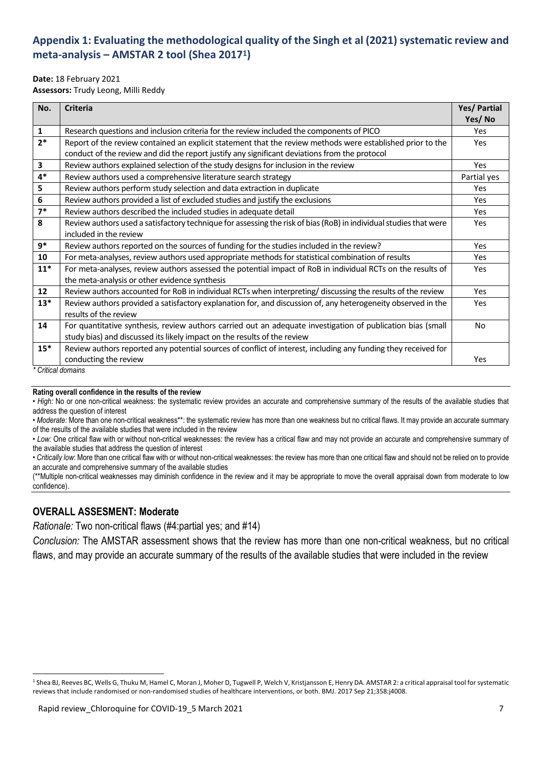## Appendix 1: Evaluating the methodological quality of the Singh et al (2021) systematic review and meta-analysis – AMSTAR 2 tool (Shea 2017[1])

**Date:** 18 February 2021
**Assessors:** Trudy Leong, Milli Reddy

| No. | Criteria | Yes/ Partial Yes/ No |
|---|---|---|
| 1 | Research questions and inclusion criteria for the review included the components of PICO | Yes |
| 2* | Report of the review contained an explicit statement that the review methods were established prior to the conduct of the review and did the report justify any significant deviations from the protocol | Yes |
| 3 | Review authors explained selection of the study designs for inclusion in the review | Yes |
| 4* | Review authors used a comprehensive literature search strategy | Partial yes |
| 5 | Review authors perform study selection and data extraction in duplicate | Yes |
| 6 | Review authors provided a list of excluded studies and justify the exclusions | Yes |
| 7* | Review authors described the included studies in adequate detail | Yes |
| 8 | Review authors used a satisfactory technique for assessing the risk of bias (RoB) in individual studies that were included in the review | Yes |
| 9* | Review authors reported on the sources of funding for the studies included in the review? | Yes |
| 10 | For meta-analyses, review authors used appropriate methods for statistical combination of results | Yes |
| 11* | For meta-analyses, review authors assessed the potential impact of RoB in individual RCTs on the results of the meta-analysis or other evidence synthesis | Yes |
| 12 | Review authors accounted for RoB in individual RCTs when interpreting/ discussing the results of the review | Yes |
| 13* | Review authors provided a satisfactory explanation for, and discussion of, any heterogeneity observed in the results of the review | Yes |
| 14 | For quantitative synthesis, review authors carried out an adequate investigation of publication bias (small study bias) and discussed its likely impact on the results of the review | No |
| 15* | Review authors reported any potential sources of conflict of interest, including any funding they received for conducting the review | Yes |

*\* Critical domains*

**Rating overall confidence in the results of the review**

- *High:* No or one non-critical weakness: the systematic review provides an accurate and comprehensive summary of the results of the available studies that address the question of interest
- *Moderate:* More than one non-critical weakness**: the systematic review has more than one weakness but no critical flaws. It may provide an accurate summary of the results of the available studies that were included in the review
- *Low:* One critical flaw with or without non-critical weaknesses: the review has a critical flaw and may not provide an accurate and comprehensive summary of the available studies that address the question of interest
- *Critically low*: More than one critical flaw with or without non-critical weaknesses: the review has more than one critical flaw and should not be relied on to provide an accurate and comprehensive summary of the available studies

(**Multiple non-critical weaknesses may diminish confidence in the review and it may be appropriate to move the overall appraisal down from moderate to low confidence).

### OVERALL ASSESMENT: Moderate

*Rationale:* Two non-critical flaws (#4:partial yes; and #14)

*Conclusion:* The AMSTAR assessment shows that the review has more than one non-critical weakness, but no critical flaws, and may provide an accurate summary of the results of the available studies that were included in the review

[1] Shea BJ, Reeves BC, Wells G, Thuku M, Hamel C, Moran J, Moher D, Tugwell P, Welch V, Kristjansson E, Henry DA. AMSTAR 2: a critical appraisal tool for systematic reviews that include randomised or non-randomised studies of healthcare interventions, or both. BMJ. 2017 Sep 21;358:j4008.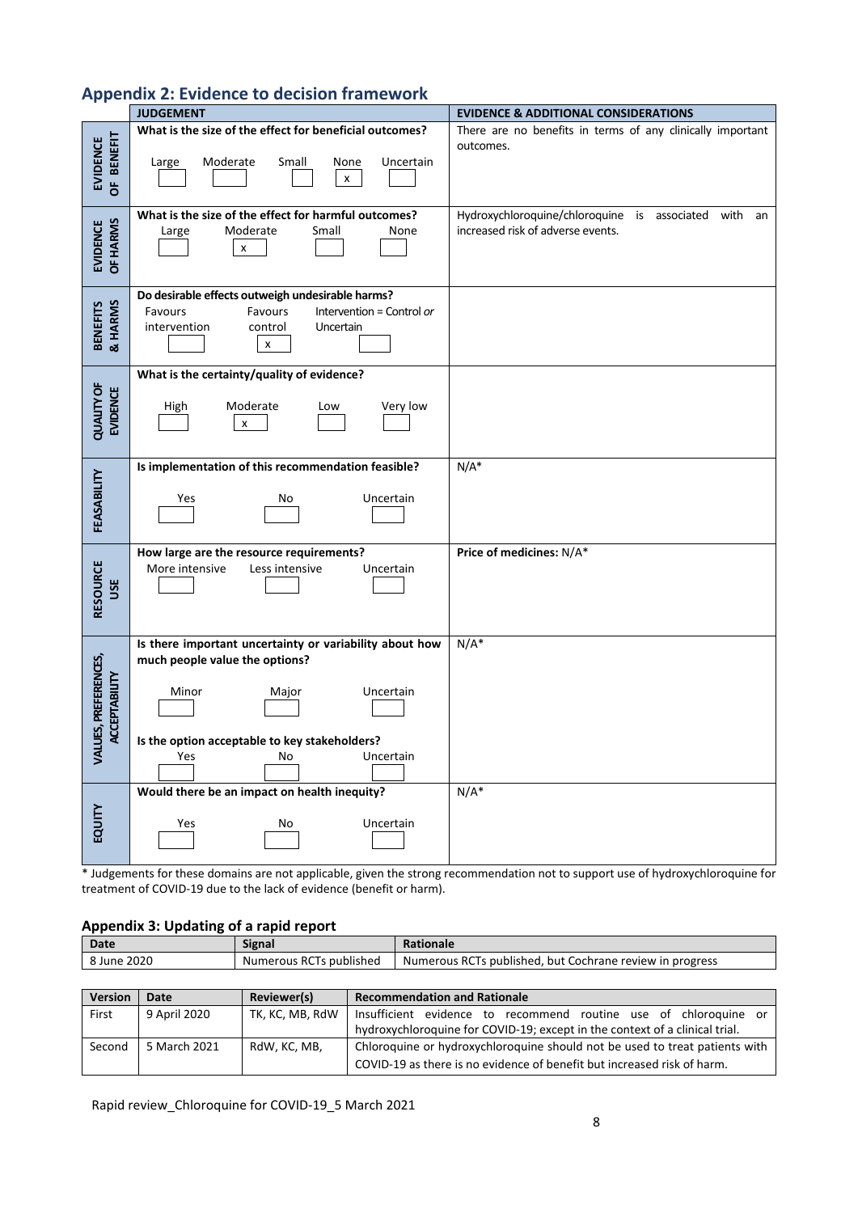## Appendix 2: Evidence to decision framework

| | JUDGEMENT | EVIDENCE & ADDITIONAL CONSIDERATIONS |
|---|---|---|
| EVIDENCE OF BENEFIT | **What is the size of the effect for beneficial outcomes?**<br>Large [ ] Moderate [ ] Small [ ] None [x] Uncertain [ ] | There are no benefits in terms of any clinically important outcomes. |
| EVIDENCE OF HARMS | **What is the size of the effect for harmful outcomes?**<br>Large [ ] Moderate [x] Small [ ] None [ ] | Hydroxychloroquine/chloroquine is associated with an increased risk of adverse events. |
| BENEFITS & HARMS | **Do desirable effects outweigh undesirable harms?**<br>Favours intervention [ ] Favours control [x] Intervention = Control *or* Uncertain [ ] | |
| QUALITY OF EVIDENCE | **What is the certainty/quality of evidence?**<br>High [ ] Moderate [x] Low [ ] Very low [ ] | |
| FEASABILITY | **Is implementation of this recommendation feasible?**<br>Yes [ ] No [ ] Uncertain [ ] | N/A* |
| RESOURCE USE | **How large are the resource requirements?**<br>More intensive [ ] Less intensive [ ] Uncertain [ ] | **Price of medicines:** N/A* |
| VALUES, PREFERENCES, ACCEPTABILITY | **Is there important uncertainty or variability about how much people value the options?**<br>Minor [ ] Major [ ] Uncertain [ ]<br>**Is the option acceptable to key stakeholders?**<br>Yes [ ] No [ ] Uncertain [ ] | N/A* |
| EQUITY | **Would there be an impact on health inequity?**<br>Yes [ ] No [ ] Uncertain [ ] | N/A* |

* Judgements for these domains are not applicable, given the strong recommendation not to support use of hydroxychloroquine for treatment of COVID-19 due to the lack of evidence (benefit or harm).

### Appendix 3: Updating of a rapid report

| Date | Signal | Rationale |
|---|---|---|
| 8 June 2020 | Numerous RCTs published | Numerous RCTs published, but Cochrane review in progress |

| Version | Date | Reviewer(s) | Recommendation and Rationale |
|---|---|---|---|
| First | 9 April 2020 | TK, KC, MB, RdW | Insufficient evidence to recommend routine use of chloroquine or hydroxychloroquine for COVID-19; except in the context of a clinical trial. |
| Second | 5 March 2021 | RdW, KC, MB, | Chloroquine or hydroxychloroquine should not be used to treat patients with COVID-19 as there is no evidence of benefit but increased risk of harm. |

Rapid review_Chloroquine for COVID-19_5 March 2021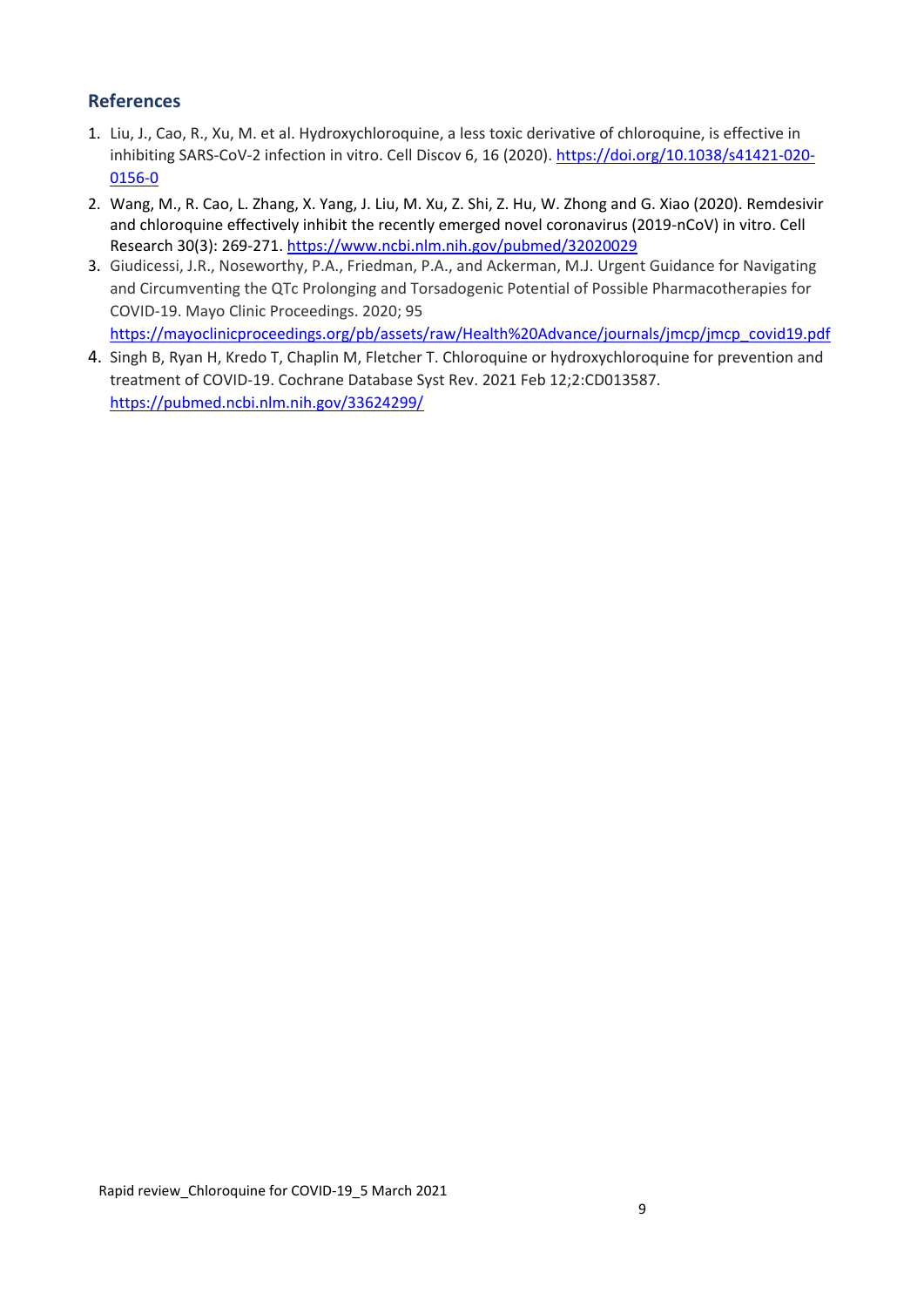## References

1. Liu, J., Cao, R., Xu, M. et al. Hydroxychloroquine, a less toxic derivative of chloroquine, is effective in inhibiting SARS-CoV-2 infection in vitro. Cell Discov 6, 16 (2020). https://doi.org/10.1038/s41421-020-0156-0
2. Wang, M., R. Cao, L. Zhang, X. Yang, J. Liu, M. Xu, Z. Shi, Z. Hu, W. Zhong and G. Xiao (2020). Remdesivir and chloroquine effectively inhibit the recently emerged novel coronavirus (2019-nCoV) in vitro. Cell Research 30(3): 269-271. https://www.ncbi.nlm.nih.gov/pubmed/32020029
3. Giudicessi, J.R., Noseworthy, P.A., Friedman, P.A., and Ackerman, M.J. Urgent Guidance for Navigating and Circumventing the QTc Prolonging and Torsadogenic Potential of Possible Pharmacotherapies for COVID-19. Mayo Clinic Proceedings. 2020; 95 https://mayoclinicproceedings.org/pb/assets/raw/Health%20Advance/journals/jmcp/jmcp_covid19.pdf
4. Singh B, Ryan H, Kredo T, Chaplin M, Fletcher T. Chloroquine or hydroxychloroquine for prevention and treatment of COVID-19. Cochrane Database Syst Rev. 2021 Feb 12;2:CD013587. https://pubmed.ncbi.nlm.nih.gov/33624299/